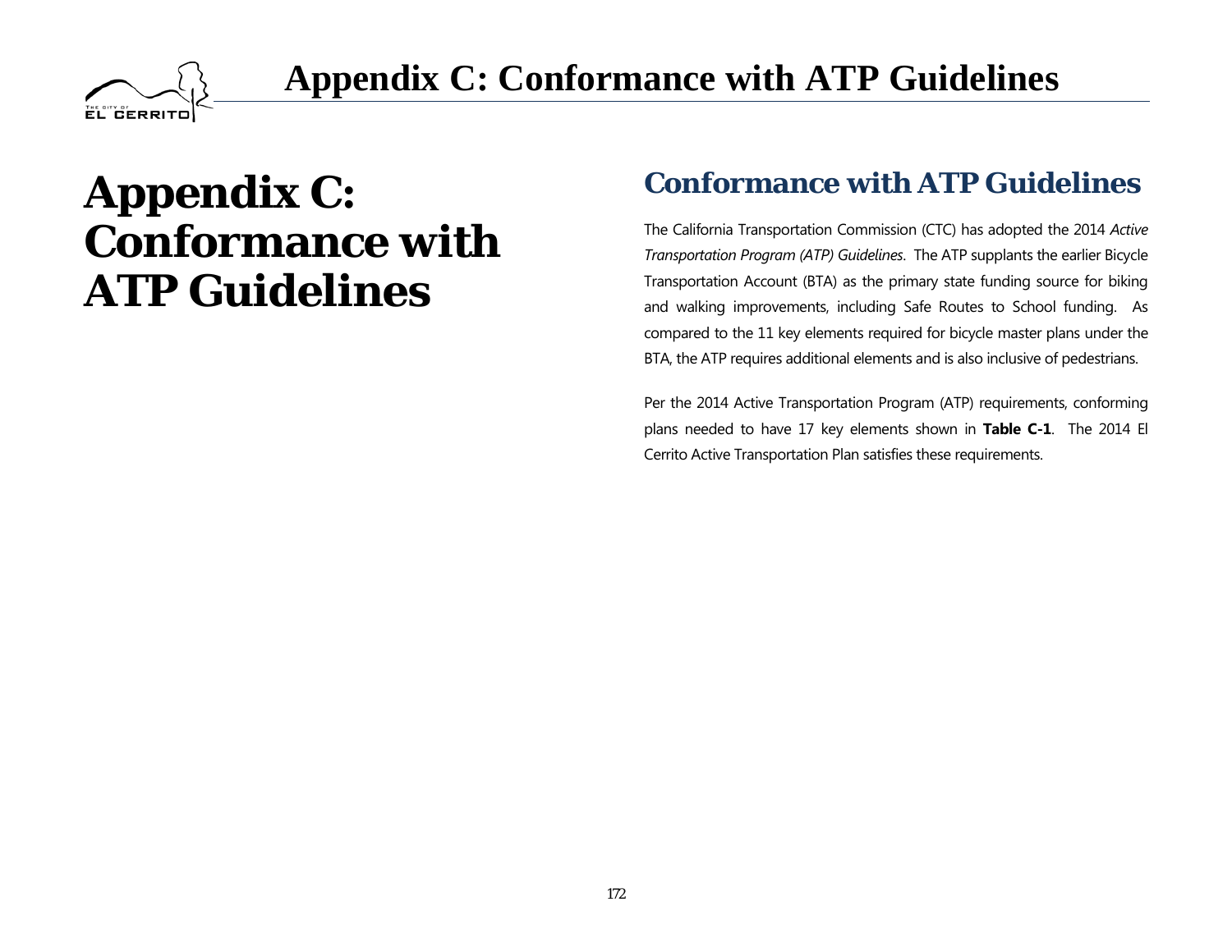# Appendix C: Conformance with ATP Guidelines

## Conformance with ATP Guidelines

The California Transportation Commission (CTC) has adopted the 2014 *Active Transportation Program (ATP) Guidelines*. The ATP supplants the earlier Bicycle Transportation Account (BTA) as the primary state funding source for biking and walking improvements, including Safe Routes to School funding. As compared to the 11 key elements required for bicycle master plans under the BTA, the ATP requires additional elements and is also inclusive of pedestrians.

Per the 2014 Active Transportation Program (ATP) requirements, conforming plans needed to have 17 key elements shown in **Table C-1**. The 2014 El Cerrito Active Transportation Plan satisfies these requirements.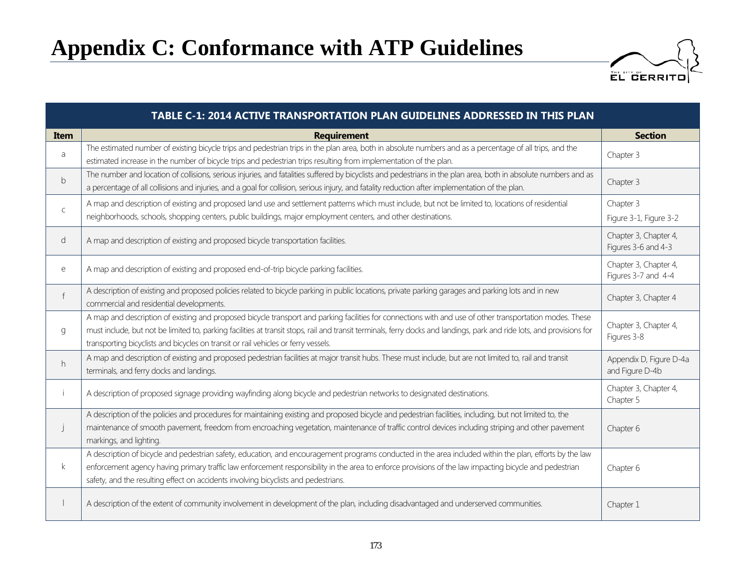# Appendix C: Conformance with ATP Guidelines

**TABLE C-1: 2014 ACTIVE TRANSPORTATION PLAN GUIDELINES ADDRESSED IN THIS PLAN**

| Item | Requirement | Section |
|---|---|---|
| a | The estimated number of existing bicycle trips and pedestrian trips in the plan area, both in absolute numbers and as a percentage of all trips, and the estimated increase in the number of bicycle trips and pedestrian trips resulting from implementation of the plan. | Chapter 3 |
| b | The number and location of collisions, serious injuries, and fatalities suffered by bicyclists and pedestrians in the plan area, both in absolute numbers and as a percentage of all collisions and injuries, and a goal for collision, serious injury, and fatality reduction after implementation of the plan. | Chapter 3 |
| c | A map and description of existing and proposed land use and settlement patterns which must include, but not be limited to, locations of residential neighborhoods, schools, shopping centers, public buildings, major employment centers, and other destinations. | Chapter 3 Figure 3-1, Figure 3-2 |
| d | A map and description of existing and proposed bicycle transportation facilities. | Chapter 3, Chapter 4, Figures 3-6 and 4-3 |
| e | A map and description of existing and proposed end-of-trip bicycle parking facilities. | Chapter 3, Chapter 4, Figures 3-7 and 4-4 |
| f | A description of existing and proposed policies related to bicycle parking in public locations, private parking garages and parking lots and in new commercial and residential developments. | Chapter 3, Chapter 4 |
| g | A map and description of existing and proposed bicycle transport and parking facilities for connections with and use of other transportation modes. These must include, but not be limited to, parking facilities at transit stops, rail and transit terminals, ferry docks and landings, park and ride lots, and provisions for transporting bicyclists and bicycles on transit or rail vehicles or ferry vessels. | Chapter 3, Chapter 4, Figures 3-8 |
| h | A map and description of existing and proposed pedestrian facilities at major transit hubs. These must include, but are not limited to, rail and transit terminals, and ferry docks and landings. | Appendix D, Figure D-4a and Figure D-4b |
| i | A description of proposed signage providing wayfinding along bicycle and pedestrian networks to designated destinations. | Chapter 3, Chapter 4, Chapter 5 |
| j | A description of the policies and procedures for maintaining existing and proposed bicycle and pedestrian facilities, including, but not limited to, the maintenance of smooth pavement, freedom from encroaching vegetation, maintenance of traffic control devices including striping and other pavement markings, and lighting. | Chapter 6 |
| k | A description of bicycle and pedestrian safety, education, and encouragement programs conducted in the area included within the plan, efforts by the law enforcement agency having primary traffic law enforcement responsibility in the area to enforce provisions of the law impacting bicycle and pedestrian safety, and the resulting effect on accidents involving bicyclists and pedestrians. | Chapter 6 |
| l | A description of the extent of community involvement in development of the plan, including disadvantaged and underserved communities. | Chapter 1 |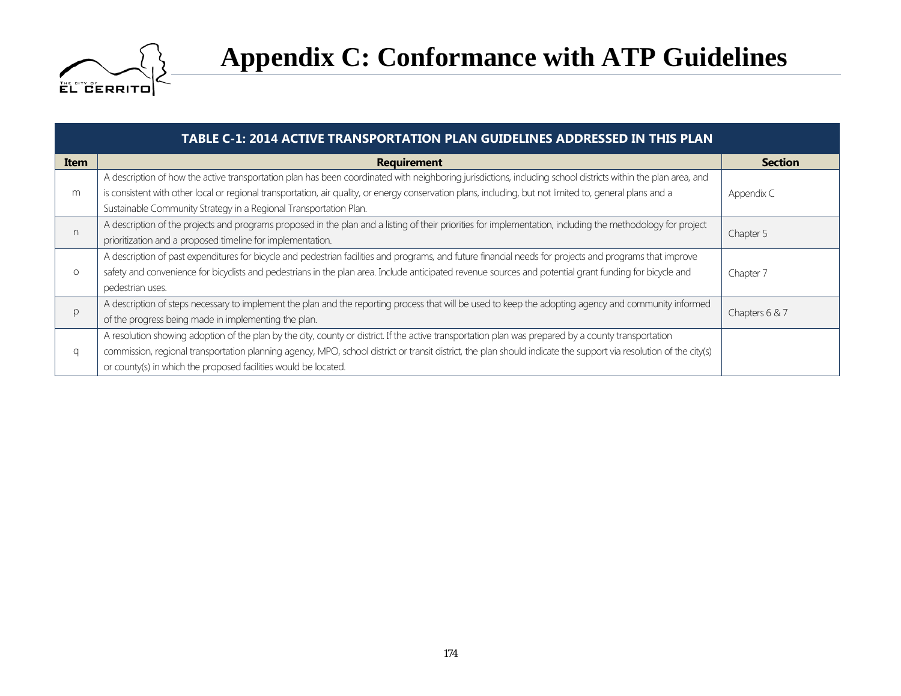# Appendix C: Conformance with ATP Guidelines

| TABLE C-1: 2014 ACTIVE TRANSPORTATION PLAN GUIDELINES ADDRESSED IN THIS PLAN | | |
|---|---|---|
| **Item** | **Requirement** | **Section** |
| m | A description of how the active transportation plan has been coordinated with neighboring jurisdictions, including school districts within the plan area, and is consistent with other local or regional transportation, air quality, or energy conservation plans, including, but not limited to, general plans and a Sustainable Community Strategy in a Regional Transportation Plan. | Appendix C |
| n | A description of the projects and programs proposed in the plan and a listing of their priorities for implementation, including the methodology for project prioritization and a proposed timeline for implementation. | Chapter 5 |
| o | A description of past expenditures for bicycle and pedestrian facilities and programs, and future financial needs for projects and programs that improve safety and convenience for bicyclists and pedestrians in the plan area. Include anticipated revenue sources and potential grant funding for bicycle and pedestrian uses. | Chapter 7 |
| p | A description of steps necessary to implement the plan and the reporting process that will be used to keep the adopting agency and community informed of the progress being made in implementing the plan. | Chapters 6 & 7 |
| q | A resolution showing adoption of the plan by the city, county or district. If the active transportation plan was prepared by a county transportation commission, regional transportation planning agency, MPO, school district or transit district, the plan should indicate the support via resolution of the city(s) or county(s) in which the proposed facilities would be located. | |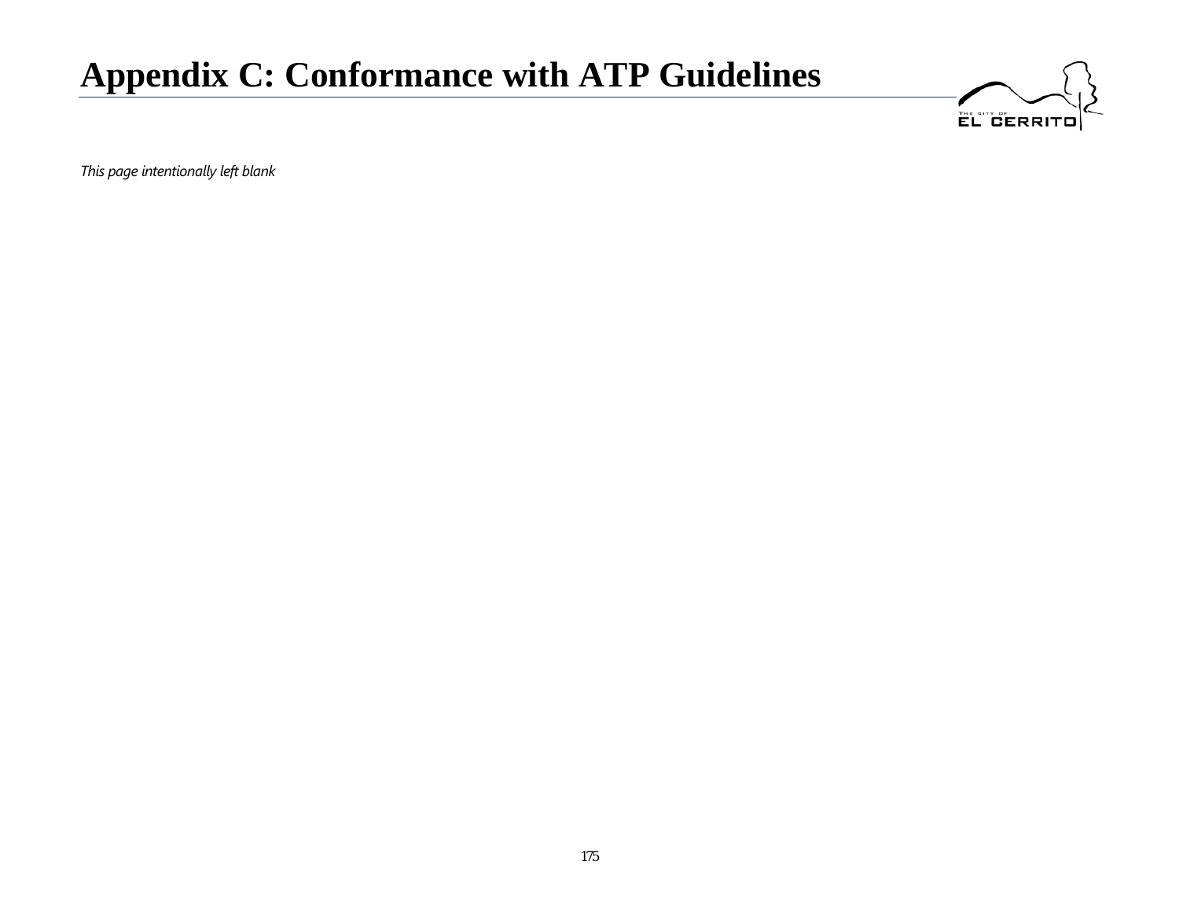# Appendix C: Conformance with ATP Guidelines

*This page intentionally left blank*